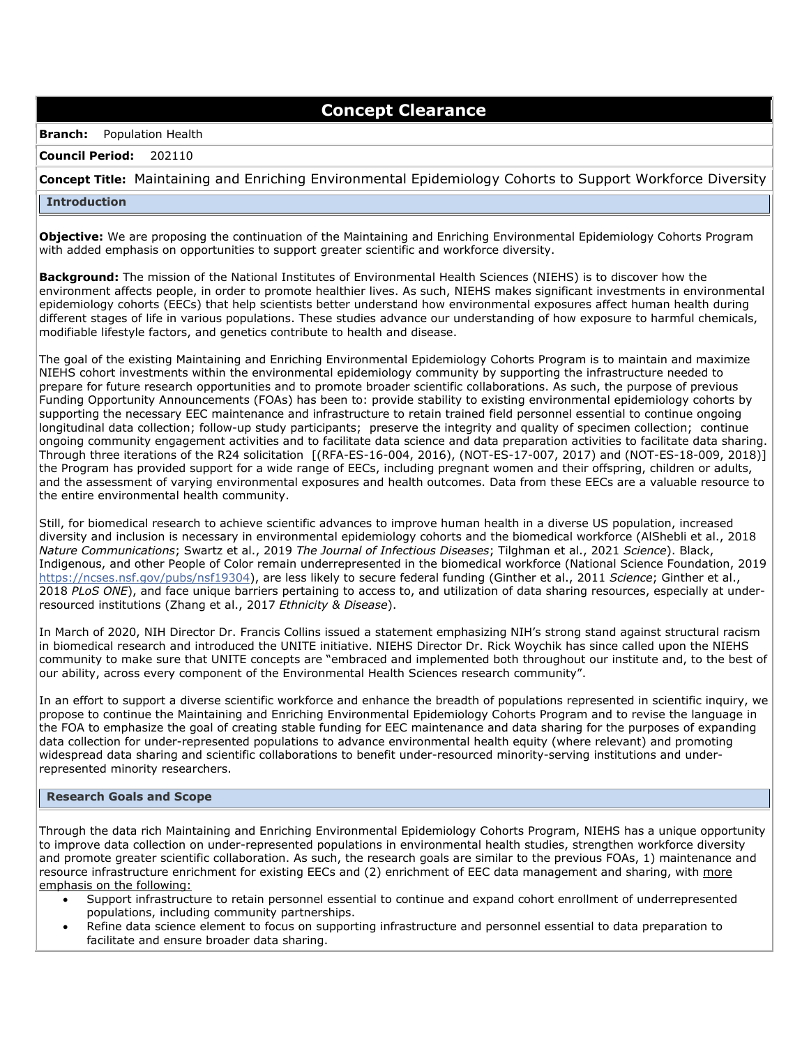# Concept Clearance

**Branch:** Population Health

**Council Period:** 202110

**Concept Title:** Maintaining and Enriching Environmental Epidemiology Cohorts to Support Workforce Diversity

## Introduction

**Objective:** We are proposing the continuation of the Maintaining and Enriching Environmental Epidemiology Cohorts Program with added emphasis on opportunities to support greater scientific and workforce diversity.

**Background:** The mission of the National Institutes of Environmental Health Sciences (NIEHS) is to discover how the environment affects people, in order to promote healthier lives. As such, NIEHS makes significant investments in environmental epidemiology cohorts (EECs) that help scientists better understand how environmental exposures affect human health during different stages of life in various populations. These studies advance our understanding of how exposure to harmful chemicals, modifiable lifestyle factors, and genetics contribute to health and disease.

The goal of the existing Maintaining and Enriching Environmental Epidemiology Cohorts Program is to maintain and maximize NIEHS cohort investments within the environmental epidemiology community by supporting the infrastructure needed to prepare for future research opportunities and to promote broader scientific collaborations. As such, the purpose of previous Funding Opportunity Announcements (FOAs) has been to: provide stability to existing environmental epidemiology cohorts by supporting the necessary EEC maintenance and infrastructure to retain trained field personnel essential to continue ongoing longitudinal data collection; follow-up study participants; preserve the integrity and quality of specimen collection; continue ongoing community engagement activities and to facilitate data science and data preparation activities to facilitate data sharing. Through three iterations of the R24 solicitation [(RFA-ES-16-004, 2016), (NOT-ES-17-007, 2017) and (NOT-ES-18-009, 2018)] the Program has provided support for a wide range of EECs, including pregnant women and their offspring, children or adults, and the assessment of varying environmental exposures and health outcomes. Data from these EECs are a valuable resource to the entire environmental health community.

Still, for biomedical research to achieve scientific advances to improve human health in a diverse US population, increased diversity and inclusion is necessary in environmental epidemiology cohorts and the biomedical workforce (AlShebli et al., 2018 *Nature Communications*; Swartz et al., 2019 *The Journal of Infectious Diseases*; Tilghman et al., 2021 *Science*). Black, Indigenous, and other People of Color remain underrepresented in the biomedical workforce (National Science Foundation, 2019 https://ncses.nsf.gov/pubs/nsf19304), are less likely to secure federal funding (Ginther et al., 2011 *Science*; Ginther et al., 2018 *PLoS ONE*), and face unique barriers pertaining to access to, and utilization of data sharing resources, especially at under-resourced institutions (Zhang et al., 2017 *Ethnicity & Disease*).

In March of 2020, NIH Director Dr. Francis Collins issued a statement emphasizing NIH's strong stand against structural racism in biomedical research and introduced the UNITE initiative. NIEHS Director Dr. Rick Woychik has since called upon the NIEHS community to make sure that UNITE concepts are "embraced and implemented both throughout our institute and, to the best of our ability, across every component of the Environmental Health Sciences research community".

In an effort to support a diverse scientific workforce and enhance the breadth of populations represented in scientific inquiry, we propose to continue the Maintaining and Enriching Environmental Epidemiology Cohorts Program and to revise the language in the FOA to emphasize the goal of creating stable funding for EEC maintenance and data sharing for the purposes of expanding data collection for under-represented populations to advance environmental health equity (where relevant) and promoting widespread data sharing and scientific collaborations to benefit under-resourced minority-serving institutions and under-represented minority researchers.

## Research Goals and Scope

Through the data rich Maintaining and Enriching Environmental Epidemiology Cohorts Program, NIEHS has a unique opportunity to improve data collection on under-represented populations in environmental health studies, strengthen workforce diversity and promote greater scientific collaboration. As such, the research goals are similar to the previous FOAs, 1) maintenance and resource infrastructure enrichment for existing EECs and (2) enrichment of EEC data management and sharing, with more emphasis on the following:

- Support infrastructure to retain personnel essential to continue and expand cohort enrollment of underrepresented populations, including community partnerships.
- Refine data science element to focus on supporting infrastructure and personnel essential to data preparation to facilitate and ensure broader data sharing.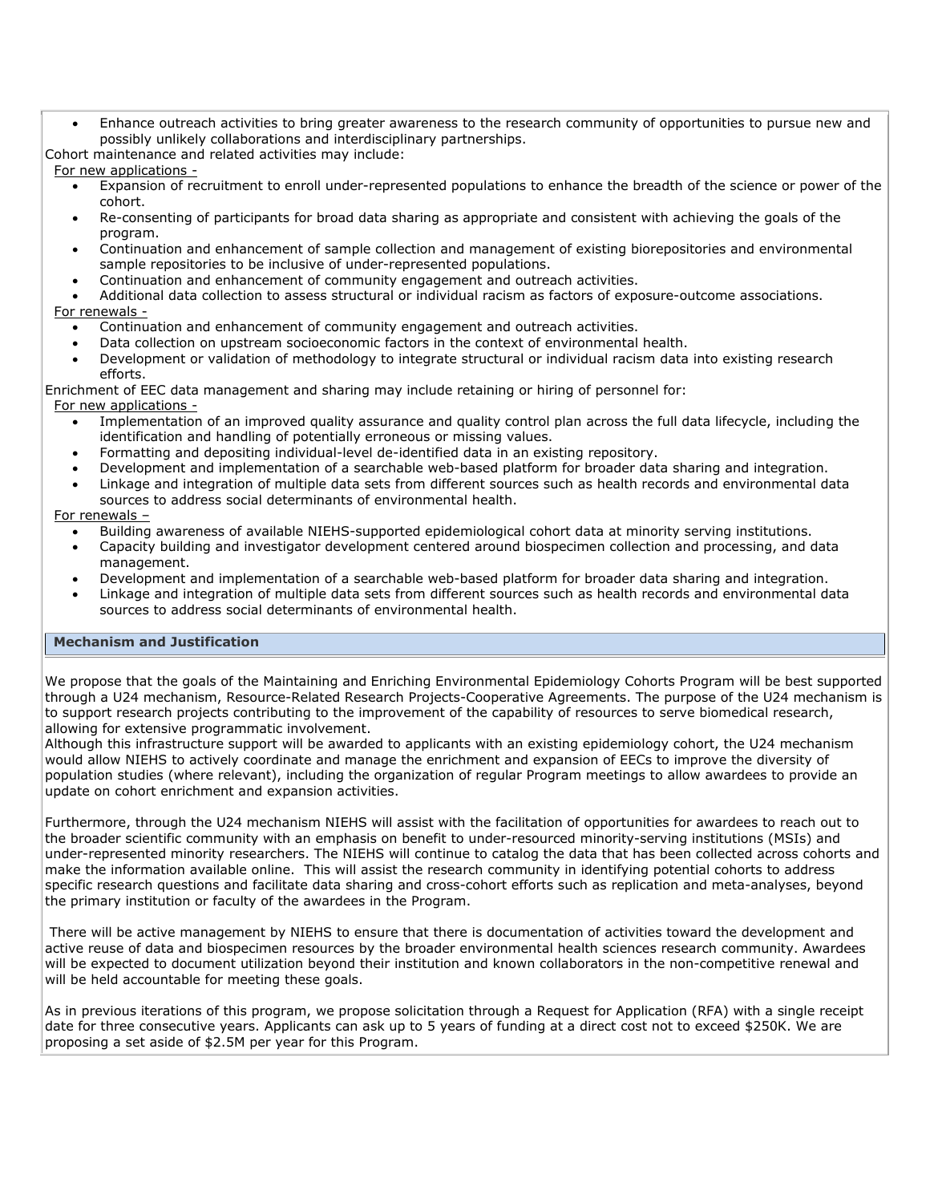- Enhance outreach activities to bring greater awareness to the research community of opportunities to pursue new and possibly unlikely collaborations and interdisciplinary partnerships.

Cohort maintenance and related activities may include:

For new applications -

- Expansion of recruitment to enroll under-represented populations to enhance the breadth of the science or power of the cohort.
- Re-consenting of participants for broad data sharing as appropriate and consistent with achieving the goals of the program.
- Continuation and enhancement of sample collection and management of existing biorepositories and environmental sample repositories to be inclusive of under-represented populations.
- Continuation and enhancement of community engagement and outreach activities.
- Additional data collection to assess structural or individual racism as factors of exposure-outcome associations.

For renewals -

- Continuation and enhancement of community engagement and outreach activities.
- Data collection on upstream socioeconomic factors in the context of environmental health.
- Development or validation of methodology to integrate structural or individual racism data into existing research efforts.

Enrichment of EEC data management and sharing may include retaining or hiring of personnel for:

For new applications -

- Implementation of an improved quality assurance and quality control plan across the full data lifecycle, including the identification and handling of potentially erroneous or missing values.
- Formatting and depositing individual-level de-identified data in an existing repository.
- Development and implementation of a searchable web-based platform for broader data sharing and integration.
- Linkage and integration of multiple data sets from different sources such as health records and environmental data sources to address social determinants of environmental health.

For renewals –

- Building awareness of available NIEHS-supported epidemiological cohort data at minority serving institutions.
- Capacity building and investigator development centered around biospecimen collection and processing, and data management.
- Development and implementation of a searchable web-based platform for broader data sharing and integration.
- Linkage and integration of multiple data sets from different sources such as health records and environmental data sources to address social determinants of environmental health.

## Mechanism and Justification

We propose that the goals of the Maintaining and Enriching Environmental Epidemiology Cohorts Program will be best supported through a U24 mechanism, Resource-Related Research Projects-Cooperative Agreements. The purpose of the U24 mechanism is to support research projects contributing to the improvement of the capability of resources to serve biomedical research, allowing for extensive programmatic involvement.

Although this infrastructure support will be awarded to applicants with an existing epidemiology cohort, the U24 mechanism would allow NIEHS to actively coordinate and manage the enrichment and expansion of EECs to improve the diversity of population studies (where relevant), including the organization of regular Program meetings to allow awardees to provide an update on cohort enrichment and expansion activities.

Furthermore, through the U24 mechanism NIEHS will assist with the facilitation of opportunities for awardees to reach out to the broader scientific community with an emphasis on benefit to under-resourced minority-serving institutions (MSIs) and under-represented minority researchers. The NIEHS will continue to catalog the data that has been collected across cohorts and make the information available online. This will assist the research community in identifying potential cohorts to address specific research questions and facilitate data sharing and cross-cohort efforts such as replication and meta-analyses, beyond the primary institution or faculty of the awardees in the Program.

There will be active management by NIEHS to ensure that there is documentation of activities toward the development and active reuse of data and biospecimen resources by the broader environmental health sciences research community. Awardees will be expected to document utilization beyond their institution and known collaborators in the non-competitive renewal and will be held accountable for meeting these goals.

As in previous iterations of this program, we propose solicitation through a Request for Application (RFA) with a single receipt date for three consecutive years. Applicants can ask up to 5 years of funding at a direct cost not to exceed $250K. We are proposing a set aside of $2.5M per year for this Program.